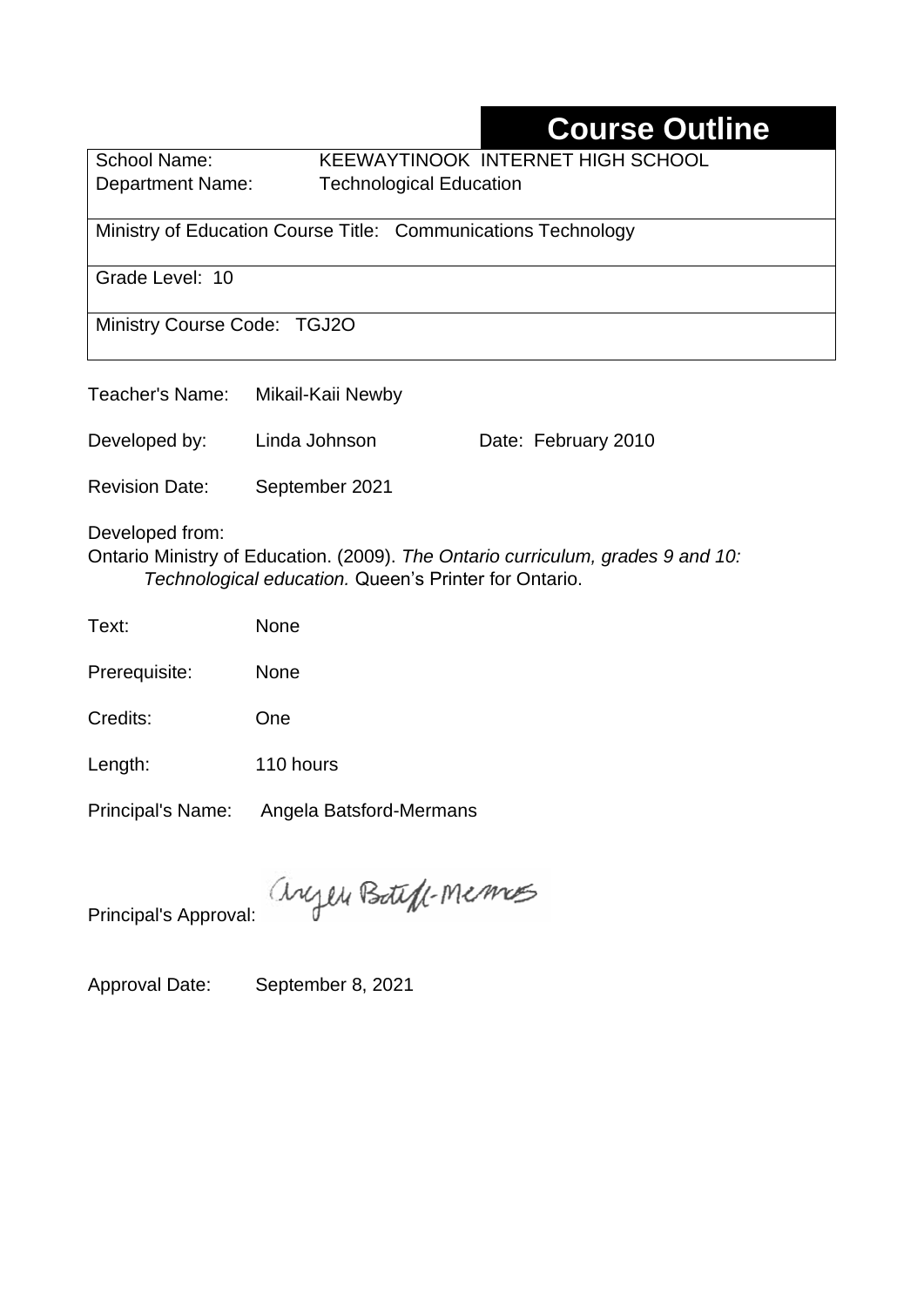# Course Outline

School Name: KEEWAYTINOOK INTERNET HIGH SCHOOL
Department Name: Technological Education

Ministry of Education Course Title: Communications Technology

Grade Level: 10

Ministry Course Code: TGJ2O

Teacher's Name: Mikail-Kaii Newby

Developed by: Linda Johnson Date: February 2010

Revision Date: September 2021

Developed from:
Ontario Ministry of Education. (2009). *The Ontario curriculum, grades 9 and 10: Technological education.* Queen's Printer for Ontario.

Text: None

Prerequisite: None

Credits: One

Length: 110 hours

Principal's Name: Angela Batsford-Mermans

Principal's Approval: Angela Batsford-Mermans

Approval Date: September 8, 2021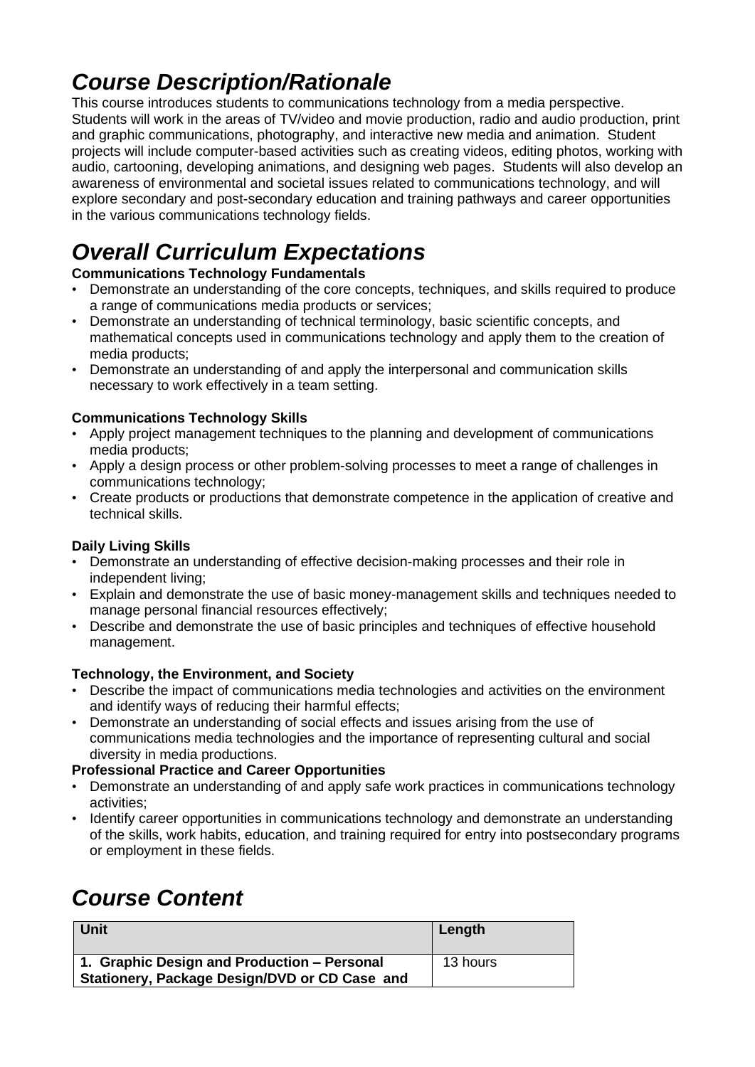## *Course Description/Rationale*

This course introduces students to communications technology from a media perspective. Students will work in the areas of TV/video and movie production, radio and audio production, print and graphic communications, photography, and interactive new media and animation. Student projects will include computer-based activities such as creating videos, editing photos, working with audio, cartooning, developing animations, and designing web pages. Students will also develop an awareness of environmental and societal issues related to communications technology, and will explore secondary and post-secondary education and training pathways and career opportunities in the various communications technology fields.

## *Overall Curriculum Expectations*

**Communications Technology Fundamentals**

- Demonstrate an understanding of the core concepts, techniques, and skills required to produce a range of communications media products or services;
- Demonstrate an understanding of technical terminology, basic scientific concepts, and mathematical concepts used in communications technology and apply them to the creation of media products;
- Demonstrate an understanding of and apply the interpersonal and communication skills necessary to work effectively in a team setting.

**Communications Technology Skills**

- Apply project management techniques to the planning and development of communications media products;
- Apply a design process or other problem-solving processes to meet a range of challenges in communications technology;
- Create products or productions that demonstrate competence in the application of creative and technical skills.

**Daily Living Skills**

- Demonstrate an understanding of effective decision-making processes and their role in independent living;
- Explain and demonstrate the use of basic money-management skills and techniques needed to manage personal financial resources effectively;
- Describe and demonstrate the use of basic principles and techniques of effective household management.

**Technology, the Environment, and Society**

- Describe the impact of communications media technologies and activities on the environment and identify ways of reducing their harmful effects;
- Demonstrate an understanding of social effects and issues arising from the use of communications media technologies and the importance of representing cultural and social diversity in media productions.

**Professional Practice and Career Opportunities**

- Demonstrate an understanding of and apply safe work practices in communications technology activities;
- Identify career opportunities in communications technology and demonstrate an understanding of the skills, work habits, education, and training required for entry into postsecondary programs or employment in these fields.

## *Course Content*

| Unit | Length |
| --- | --- |
| **1. Graphic Design and Production – Personal Stationery, Package Design/DVD or CD Case and** | 13 hours |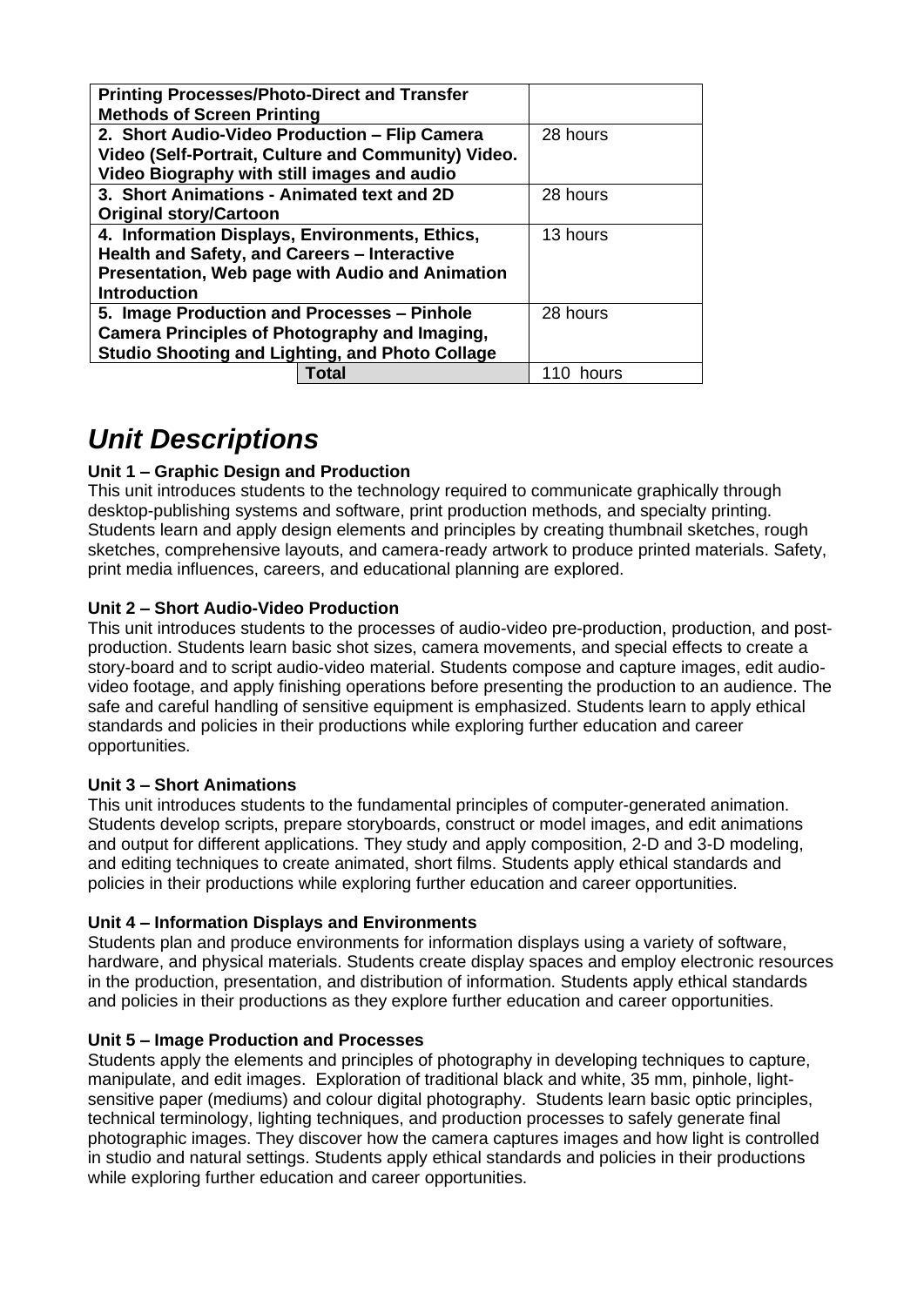| | |
|---|---|
| **Printing Processes/Photo-Direct and Transfer Methods of Screen Printing** | |
| **2. Short Audio-Video Production – Flip Camera Video (Self-Portrait, Culture and Community) Video. Video Biography with still images and audio** | 28 hours |
| **3. Short Animations - Animated text and 2D Original story/Cartoon** | 28 hours |
| **4. Information Displays, Environments, Ethics, Health and Safety, and Careers – Interactive Presentation, Web page with Audio and Animation Introduction** | 13 hours |
| **5. Image Production and Processes – Pinhole Camera Principles of Photography and Imaging, Studio Shooting and Lighting, and Photo Collage** | 28 hours |
| **Total** | 110 hours |

# *Unit Descriptions*

**Unit 1 – Graphic Design and Production**
This unit introduces students to the technology required to communicate graphically through desktop-publishing systems and software, print production methods, and specialty printing. Students learn and apply design elements and principles by creating thumbnail sketches, rough sketches, comprehensive layouts, and camera-ready artwork to produce printed materials. Safety, print media influences, careers, and educational planning are explored.

**Unit 2 – Short Audio-Video Production**
This unit introduces students to the processes of audio-video pre-production, production, and post-production. Students learn basic shot sizes, camera movements, and special effects to create a story-board and to script audio-video material. Students compose and capture images, edit audio-video footage, and apply finishing operations before presenting the production to an audience. The safe and careful handling of sensitive equipment is emphasized. Students learn to apply ethical standards and policies in their productions while exploring further education and career opportunities.

**Unit 3 – Short Animations**
This unit introduces students to the fundamental principles of computer-generated animation. Students develop scripts, prepare storyboards, construct or model images, and edit animations and output for different applications. They study and apply composition, 2-D and 3-D modeling, and editing techniques to create animated, short films. Students apply ethical standards and policies in their productions while exploring further education and career opportunities.

**Unit 4 – Information Displays and Environments**
Students plan and produce environments for information displays using a variety of software, hardware, and physical materials. Students create display spaces and employ electronic resources in the production, presentation, and distribution of information. Students apply ethical standards and policies in their productions as they explore further education and career opportunities.

**Unit 5 – Image Production and Processes**
Students apply the elements and principles of photography in developing techniques to capture, manipulate, and edit images. Exploration of traditional black and white, 35 mm, pinhole, light-sensitive paper (mediums) and colour digital photography. Students learn basic optic principles, technical terminology, lighting techniques, and production processes to safely generate final photographic images. They discover how the camera captures images and how light is controlled in studio and natural settings. Students apply ethical standards and policies in their productions while exploring further education and career opportunities.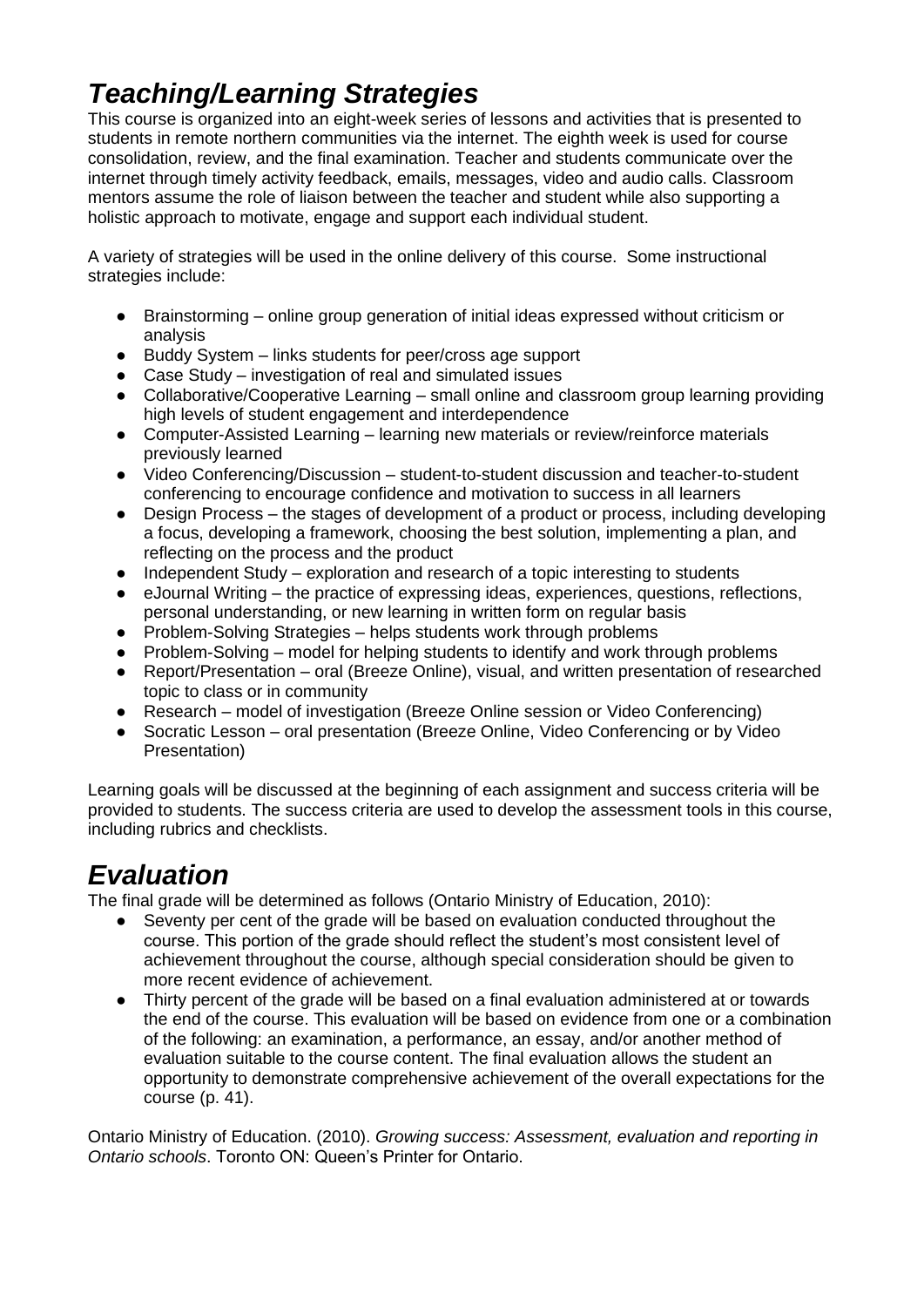# *Teaching/Learning Strategies*

This course is organized into an eight-week series of lessons and activities that is presented to students in remote northern communities via the internet. The eighth week is used for course consolidation, review, and the final examination. Teacher and students communicate over the internet through timely activity feedback, emails, messages, video and audio calls. Classroom mentors assume the role of liaison between the teacher and student while also supporting a holistic approach to motivate, engage and support each individual student.

A variety of strategies will be used in the online delivery of this course. Some instructional strategies include:

- Brainstorming – online group generation of initial ideas expressed without criticism or analysis
- Buddy System – links students for peer/cross age support
- Case Study – investigation of real and simulated issues
- Collaborative/Cooperative Learning – small online and classroom group learning providing high levels of student engagement and interdependence
- Computer-Assisted Learning – learning new materials or review/reinforce materials previously learned
- Video Conferencing/Discussion – student-to-student discussion and teacher-to-student conferencing to encourage confidence and motivation to success in all learners
- Design Process – the stages of development of a product or process, including developing a focus, developing a framework, choosing the best solution, implementing a plan, and reflecting on the process and the product
- Independent Study – exploration and research of a topic interesting to students
- eJournal Writing – the practice of expressing ideas, experiences, questions, reflections, personal understanding, or new learning in written form on regular basis
- Problem-Solving Strategies – helps students work through problems
- Problem-Solving – model for helping students to identify and work through problems
- Report/Presentation – oral (Breeze Online), visual, and written presentation of researched topic to class or in community
- Research – model of investigation (Breeze Online session or Video Conferencing)
- Socratic Lesson – oral presentation (Breeze Online, Video Conferencing or by Video Presentation)

Learning goals will be discussed at the beginning of each assignment and success criteria will be provided to students. The success criteria are used to develop the assessment tools in this course, including rubrics and checklists.

# *Evaluation*

The final grade will be determined as follows (Ontario Ministry of Education, 2010):

- Seventy per cent of the grade will be based on evaluation conducted throughout the course. This portion of the grade should reflect the student's most consistent level of achievement throughout the course, although special consideration should be given to more recent evidence of achievement.
- Thirty percent of the grade will be based on a final evaluation administered at or towards the end of the course. This evaluation will be based on evidence from one or a combination of the following: an examination, a performance, an essay, and/or another method of evaluation suitable to the course content. The final evaluation allows the student an opportunity to demonstrate comprehensive achievement of the overall expectations for the course (p. 41).

Ontario Ministry of Education. (2010). *Growing success: Assessment, evaluation and reporting in Ontario schools*. Toronto ON: Queen's Printer for Ontario.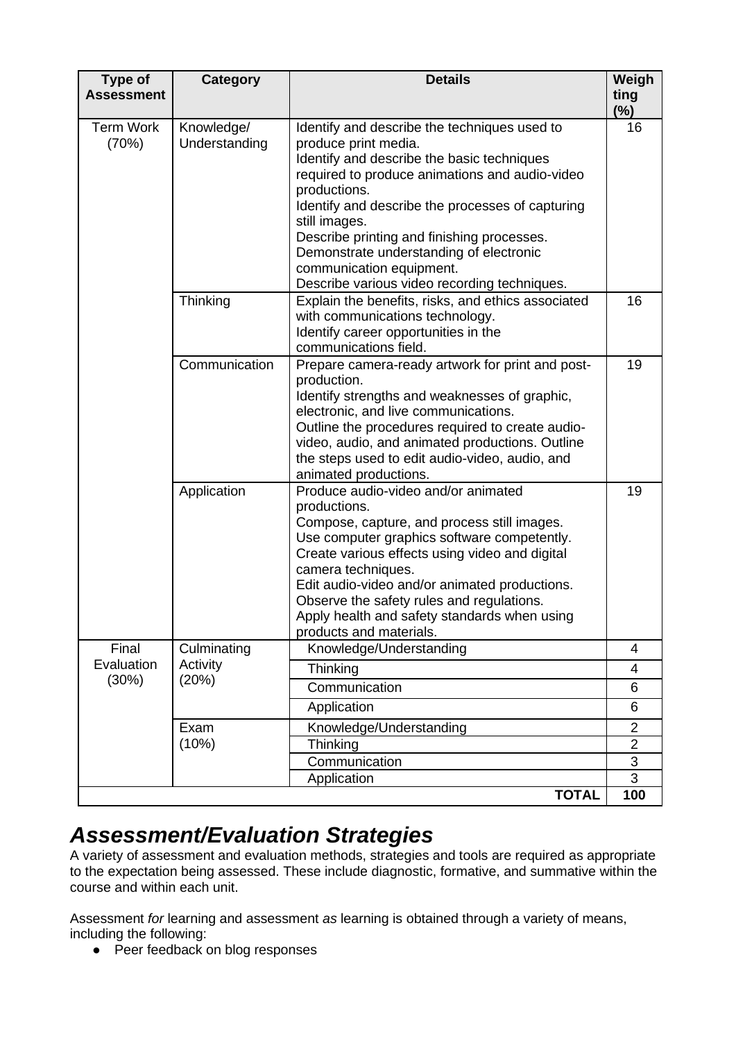| Type of Assessment | Category | Details | Weighting (%) |
|---|---|---|---|
| Term Work (70%) | Knowledge/ Understanding | Identify and describe the techniques used to produce print media.<br>Identify and describe the basic techniques required to produce animations and audio-video productions.<br>Identify and describe the processes of capturing still images.<br>Describe printing and finishing processes.<br>Demonstrate understanding of electronic communication equipment.<br>Describe various video recording techniques. | 16 |
| | Thinking | Explain the benefits, risks, and ethics associated with communications technology.<br>Identify career opportunities in the communications field. | 16 |
| | Communication | Prepare camera-ready artwork for print and post-production.<br>Identify strengths and weaknesses of graphic, electronic, and live communications.<br>Outline the procedures required to create audio-video, audio, and animated productions. Outline the steps used to edit audio-video, audio, and animated productions. | 19 |
| | Application | Produce audio-video and/or animated productions.<br>Compose, capture, and process still images.<br>Use computer graphics software competently.<br>Create various effects using video and digital camera techniques.<br>Edit audio-video and/or animated productions.<br>Observe the safety rules and regulations.<br>Apply health and safety standards when using products and materials. | 19 |
| Final Evaluation (30%) | Culminating Activity (20%) | Knowledge/Understanding | 4 |
| | | Thinking | 4 |
| | | Communication | 6 |
| | | Application | 6 |
| | Exam (10%) | Knowledge/Understanding | 2 |
| | | Thinking | 2 |
| | | Communication | 3 |
| | | Application | 3 |
| | | **TOTAL** | **100** |

## *Assessment/Evaluation Strategies*

A variety of assessment and evaluation methods, strategies and tools are required as appropriate to the expectation being assessed. These include diagnostic, formative, and summative within the course and within each unit.

Assessment *for* learning and assessment *as* learning is obtained through a variety of means, including the following:

- Peer feedback on blog responses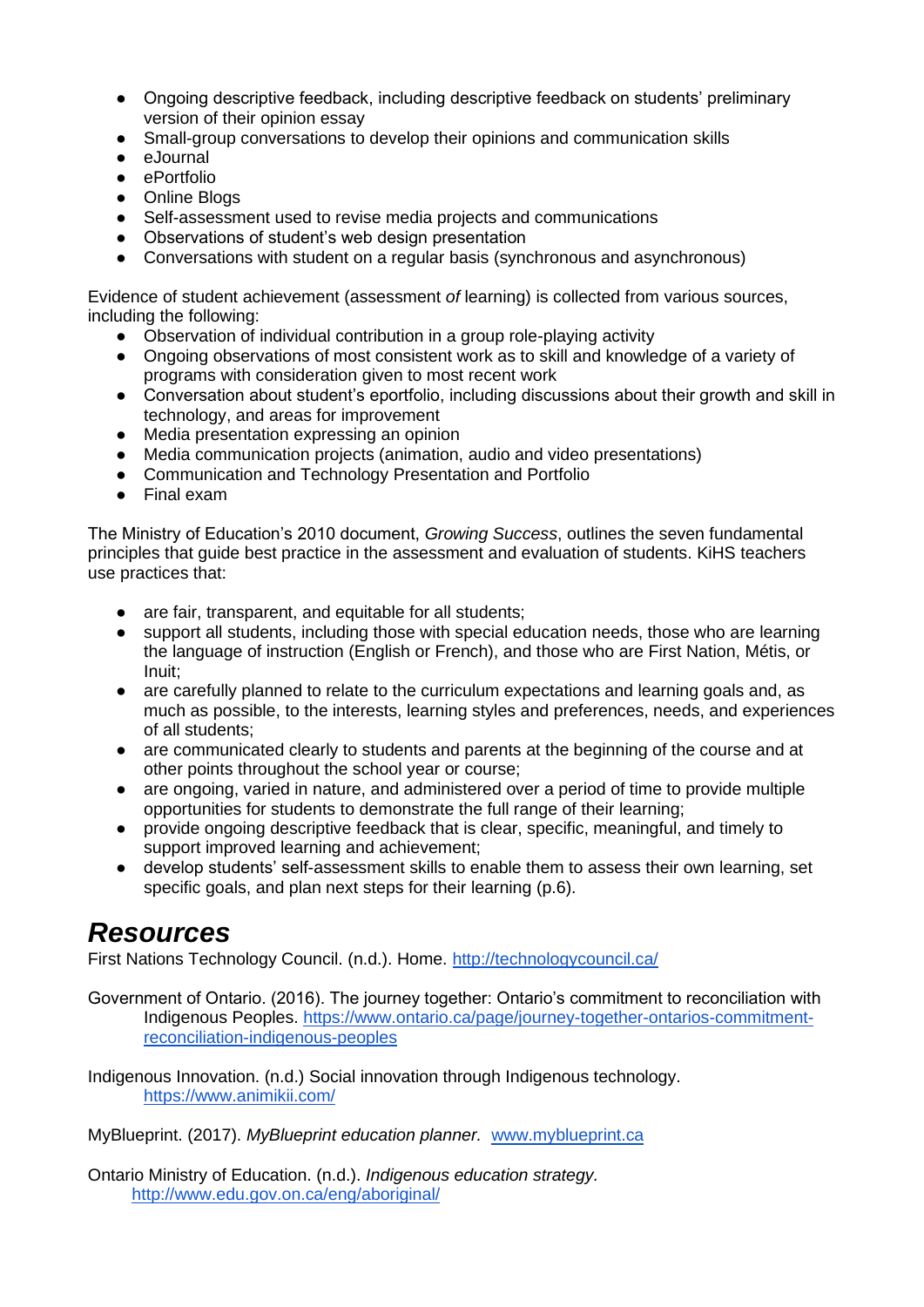- Ongoing descriptive feedback, including descriptive feedback on students' preliminary version of their opinion essay
- Small-group conversations to develop their opinions and communication skills
- eJournal
- ePortfolio
- Online Blogs
- Self-assessment used to revise media projects and communications
- Observations of student's web design presentation
- Conversations with student on a regular basis (synchronous and asynchronous)

Evidence of student achievement (assessment *of* learning) is collected from various sources, including the following:

- Observation of individual contribution in a group role-playing activity
- Ongoing observations of most consistent work as to skill and knowledge of a variety of programs with consideration given to most recent work
- Conversation about student's eportfolio, including discussions about their growth and skill in technology, and areas for improvement
- Media presentation expressing an opinion
- Media communication projects (animation, audio and video presentations)
- Communication and Technology Presentation and Portfolio
- Final exam

The Ministry of Education's 2010 document, *Growing Success*, outlines the seven fundamental principles that guide best practice in the assessment and evaluation of students. KiHS teachers use practices that:

- are fair, transparent, and equitable for all students;
- support all students, including those with special education needs, those who are learning the language of instruction (English or French), and those who are First Nation, Métis, or Inuit;
- are carefully planned to relate to the curriculum expectations and learning goals and, as much as possible, to the interests, learning styles and preferences, needs, and experiences of all students;
- are communicated clearly to students and parents at the beginning of the course and at other points throughout the school year or course;
- are ongoing, varied in nature, and administered over a period of time to provide multiple opportunities for students to demonstrate the full range of their learning;
- provide ongoing descriptive feedback that is clear, specific, meaningful, and timely to support improved learning and achievement;
- develop students' self-assessment skills to enable them to assess their own learning, set specific goals, and plan next steps for their learning (p.6).

## *Resources*

First Nations Technology Council. (n.d.). Home. http://technologycouncil.ca/

Government of Ontario. (2016). The journey together: Ontario's commitment to reconciliation with Indigenous Peoples. https://www.ontario.ca/page/journey-together-ontarios-commitment-reconciliation-indigenous-peoples

Indigenous Innovation. (n.d.) Social innovation through Indigenous technology. https://www.animikii.com/

MyBlueprint. (2017). *MyBlueprint education planner.* www.myblueprint.ca

Ontario Ministry of Education. (n.d.). *Indigenous education strategy.* http://www.edu.gov.on.ca/eng/aboriginal/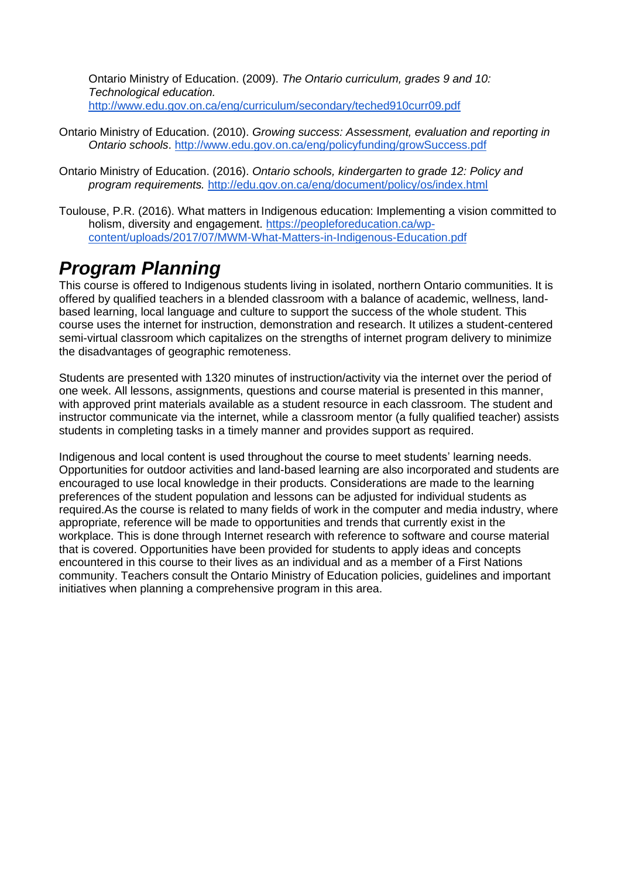Ontario Ministry of Education. (2009). *The Ontario curriculum, grades 9 and 10: Technological education.* http://www.edu.gov.on.ca/eng/curriculum/secondary/teched910curr09.pdf

Ontario Ministry of Education. (2010). *Growing success: Assessment, evaluation and reporting in Ontario schools*. http://www.edu.gov.on.ca/eng/policyfunding/growSuccess.pdf

Ontario Ministry of Education. (2016). *Ontario schools, kindergarten to grade 12: Policy and program requirements.* http://edu.gov.on.ca/eng/document/policy/os/index.html

Toulouse, P.R. (2016). What matters in Indigenous education: Implementing a vision committed to holism, diversity and engagement. https://peopleforeducation.ca/wp-content/uploads/2017/07/MWM-What-Matters-in-Indigenous-Education.pdf

# ***Program Planning***

This course is offered to Indigenous students living in isolated, northern Ontario communities. It is offered by qualified teachers in a blended classroom with a balance of academic, wellness, land-based learning, local language and culture to support the success of the whole student. This course uses the internet for instruction, demonstration and research. It utilizes a student-centered semi-virtual classroom which capitalizes on the strengths of internet program delivery to minimize the disadvantages of geographic remoteness.

Students are presented with 1320 minutes of instruction/activity via the internet over the period of one week. All lessons, assignments, questions and course material is presented in this manner, with approved print materials available as a student resource in each classroom. The student and instructor communicate via the internet, while a classroom mentor (a fully qualified teacher) assists students in completing tasks in a timely manner and provides support as required.

Indigenous and local content is used throughout the course to meet students' learning needs. Opportunities for outdoor activities and land-based learning are also incorporated and students are encouraged to use local knowledge in their products. Considerations are made to the learning preferences of the student population and lessons can be adjusted for individual students as required.As the course is related to many fields of work in the computer and media industry, where appropriate, reference will be made to opportunities and trends that currently exist in the workplace. This is done through Internet research with reference to software and course material that is covered. Opportunities have been provided for students to apply ideas and concepts encountered in this course to their lives as an individual and as a member of a First Nations community. Teachers consult the Ontario Ministry of Education policies, guidelines and important initiatives when planning a comprehensive program in this area.